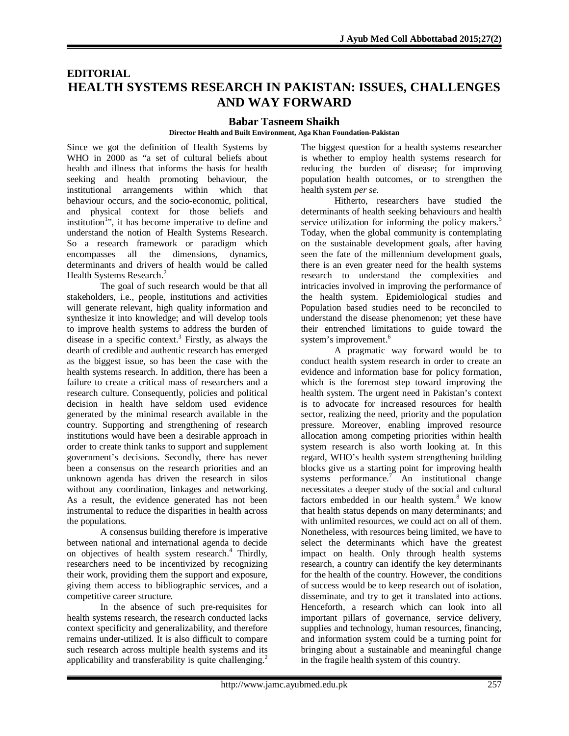EDITORIAL

# HEALTH SYSTEMS RESEARCH IN PAKISTAN: ISSUES, CHALLENGES AND WAY FORWARD

**Babar Tasneem Shaikh**

**Director Health and Built Environment, Aga Khan Foundation-Pakistan**

Since we got the definition of Health Systems by WHO in 2000 as "a set of cultural beliefs about health and illness that informs the basis for health seeking and health promoting behaviour, the institutional arrangements within which that behaviour occurs, and the socio-economic, political, and physical context for those beliefs and institution[1]", it has become imperative to define and understand the notion of Health Systems Research. So a research framework or paradigm which encompasses all the dimensions, dynamics, determinants and drivers of health would be called Health Systems Research.[2]

The goal of such research would be that all stakeholders, i.e., people, institutions and activities will generate relevant, high quality information and synthesize it into knowledge; and will develop tools to improve health systems to address the burden of disease in a specific context.[3] Firstly, as always the dearth of credible and authentic research has emerged as the biggest issue, so has been the case with the health systems research. In addition, there has been a failure to create a critical mass of researchers and a research culture. Consequently, policies and political decision in health have seldom used evidence generated by the minimal research available in the country. Supporting and strengthening of research institutions would have been a desirable approach in order to create think tanks to support and supplement government's decisions. Secondly, there has never been a consensus on the research priorities and an unknown agenda has driven the research in silos without any coordination, linkages and networking. As a result, the evidence generated has not been instrumental to reduce the disparities in health across the populations.

A consensus building therefore is imperative between national and international agenda to decide on objectives of health system research.[4] Thirdly, researchers need to be incentivized by recognizing their work, providing them the support and exposure, giving them access to bibliographic services, and a competitive career structure.

In the absence of such pre-requisites for health systems research, the research conducted lacks context specificity and generalizability, and therefore remains under-utilized. It is also difficult to compare such research across multiple health systems and its applicability and transferability is quite challenging.[2] The biggest question for a health systems researcher is whether to employ health systems research for reducing the burden of disease; for improving population health outcomes, or to strengthen the health system *per se*.

Hitherto, researchers have studied the determinants of health seeking behaviours and health service utilization for informing the policy makers.[5] Today, when the global community is contemplating on the sustainable development goals, after having seen the fate of the millennium development goals, there is an even greater need for the health systems research to understand the complexities and intricacies involved in improving the performance of the health system. Epidemiological studies and Population based studies need to be reconciled to understand the disease phenomenon; yet these have their entrenched limitations to guide toward the system's improvement.[6]

A pragmatic way forward would be to conduct health system research in order to create an evidence and information base for policy formation, which is the foremost step toward improving the health system. The urgent need in Pakistan's context is to advocate for increased resources for health sector, realizing the need, priority and the population pressure. Moreover, enabling improved resource allocation among competing priorities within health system research is also worth looking at. In this regard, WHO's health system strengthening building blocks give us a starting point for improving health systems performance.[7] An institutional change necessitates a deeper study of the social and cultural factors embedded in our health system.[8] We know that health status depends on many determinants; and with unlimited resources, we could act on all of them. Nonetheless, with resources being limited, we have to select the determinants which have the greatest impact on health. Only through health systems research, a country can identify the key determinants for the health of the country. However, the conditions of success would be to keep research out of isolation, disseminate, and try to get it translated into actions. Henceforth, a research which can look into all important pillars of governance, service delivery, supplies and technology, human resources, financing, and information system could be a turning point for bringing about a sustainable and meaningful change in the fragile health system of this country.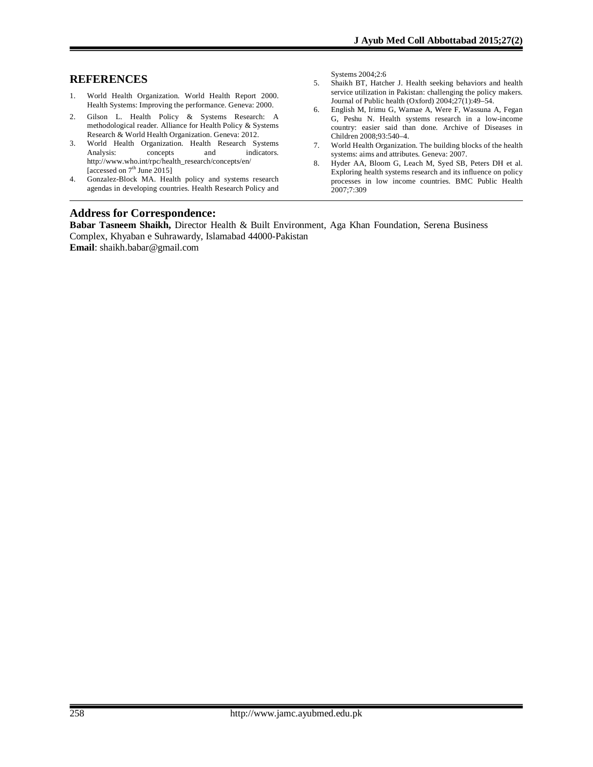## REFERENCES

1. World Health Organization. World Health Report 2000. Health Systems: Improving the performance. Geneva: 2000.
2. Gilson L. Health Policy & Systems Research: A methodological reader. Alliance for Health Policy & Systems Research & World Health Organization. Geneva: 2012.
3. World Health Organization. Health Research Systems Analysis: concepts and indicators. http://www.who.int/rpc/health_research/concepts/en/ [accessed on 7th June 2015]
4. Gonzalez-Block MA. Health policy and systems research agendas in developing countries. Health Research Policy and Systems 2004;2:6
5. Shaikh BT, Hatcher J. Health seeking behaviors and health service utilization in Pakistan: challenging the policy makers. Journal of Public health (Oxford) 2004;27(1):49–54.
6. English M, Irimu G, Wamae A, Were F, Wassuna A, Fegan G, Peshu N. Health systems research in a low-income country: easier said than done. Archive of Diseases in Children 2008;93:540–4.
7. World Health Organization. The building blocks of the health systems: aims and attributes. Geneva: 2007.
8. Hyder AA, Bloom G, Leach M, Syed SB, Peters DH et al. Exploring health systems research and its influence on policy processes in low income countries. BMC Public Health 2007;7:309

## Address for Correspondence:

**Babar Tasneem Shaikh,** Director Health & Built Environment, Aga Khan Foundation, Serena Business Complex, Khyaban e Suhrawardy, Islamabad 44000-Pakistan
**Email**: shaikh.babar@gmail.com